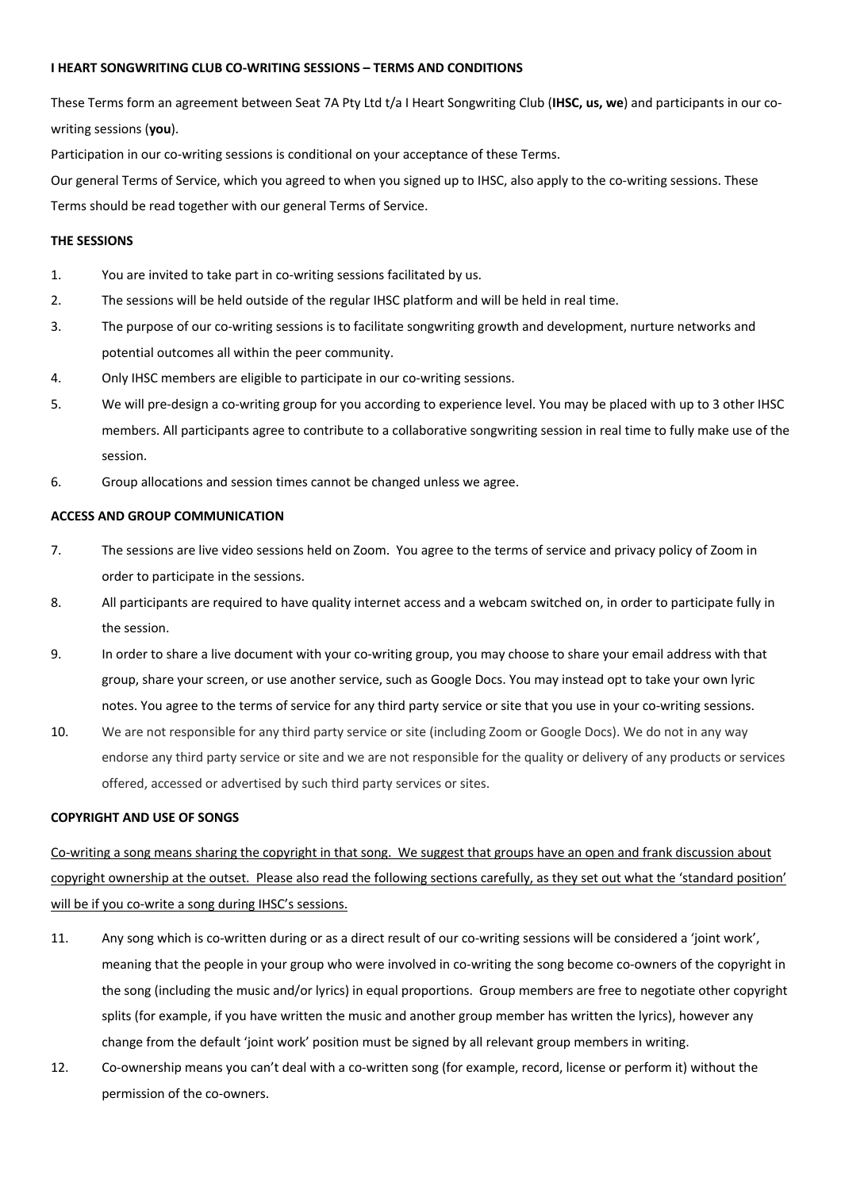**I HEART SONGWRITING CLUB CO-WRITING SESSIONS – TERMS AND CONDITIONS**

These Terms form an agreement between Seat 7A Pty Ltd t/a I Heart Songwriting Club (**IHSC, us, we**) and participants in our co-writing sessions (**you**).

Participation in our co-writing sessions is conditional on your acceptance of these Terms.

Our general Terms of Service, which you agreed to when you signed up to IHSC, also apply to the co-writing sessions. These Terms should be read together with our general Terms of Service.

**THE SESSIONS**

1. You are invited to take part in co-writing sessions facilitated by us.
2. The sessions will be held outside of the regular IHSC platform and will be held in real time.
3. The purpose of our co-writing sessions is to facilitate songwriting growth and development, nurture networks and potential outcomes all within the peer community.
4. Only IHSC members are eligible to participate in our co-writing sessions.
5. We will pre-design a co-writing group for you according to experience level. You may be placed with up to 3 other IHSC members. All participants agree to contribute to a collaborative songwriting session in real time to fully make use of the session.
6. Group allocations and session times cannot be changed unless we agree.

**ACCESS AND GROUP COMMUNICATION**

7. The sessions are live video sessions held on Zoom. You agree to the terms of service and privacy policy of Zoom in order to participate in the sessions.
8. All participants are required to have quality internet access and a webcam switched on, in order to participate fully in the session.
9. In order to share a live document with your co-writing group, you may choose to share your email address with that group, share your screen, or use another service, such as Google Docs. You may instead opt to take your own lyric notes. You agree to the terms of service for any third party service or site that you use in your co-writing sessions.
10. We are not responsible for any third party service or site (including Zoom or Google Docs). We do not in any way endorse any third party service or site and we are not responsible for the quality or delivery of any products or services offered, accessed or advertised by such third party services or sites.

**COPYRIGHT AND USE OF SONGS**

<u>Co-writing a song means sharing the copyright in that song. We suggest that groups have an open and frank discussion about copyright ownership at the outset. Please also read the following sections carefully, as they set out what the 'standard position' will be if you co-write a song during IHSC's sessions.</u>

11. Any song which is co-written during or as a direct result of our co-writing sessions will be considered a 'joint work', meaning that the people in your group who were involved in co-writing the song become co-owners of the copyright in the song (including the music and/or lyrics) in equal proportions. Group members are free to negotiate other copyright splits (for example, if you have written the music and another group member has written the lyrics), however any change from the default 'joint work' position must be signed by all relevant group members in writing.
12. Co-ownership means you can't deal with a co-written song (for example, record, license or perform it) without the permission of the co-owners.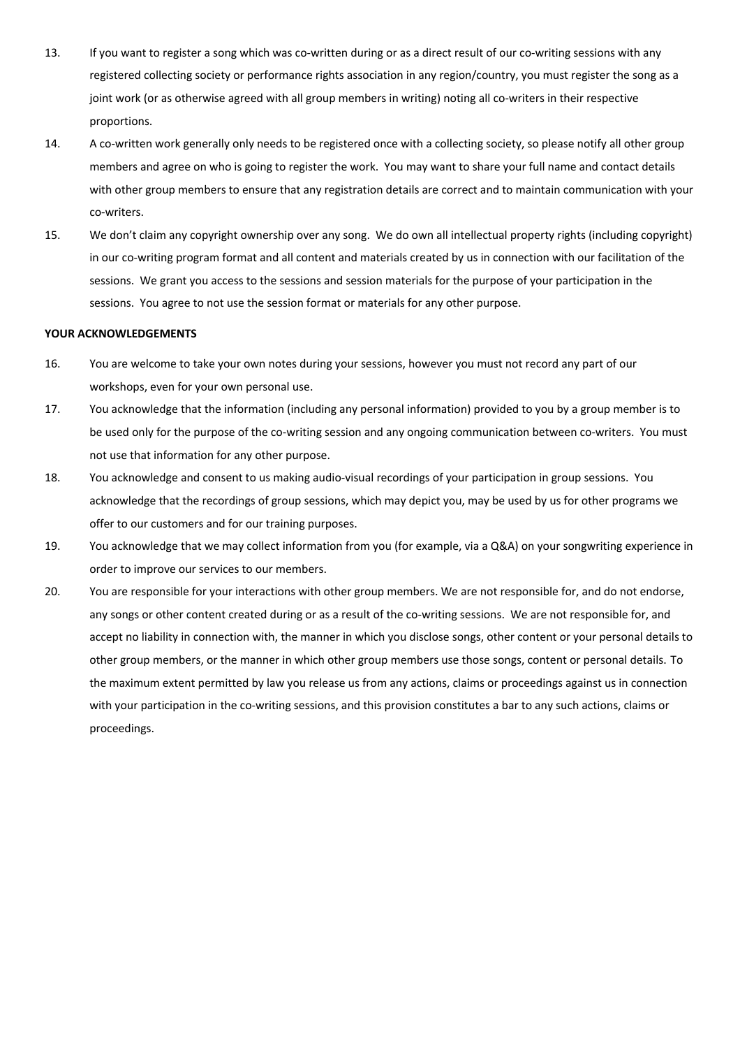13. If you want to register a song which was co-written during or as a direct result of our co-writing sessions with any registered collecting society or performance rights association in any region/country, you must register the song as a joint work (or as otherwise agreed with all group members in writing) noting all co-writers in their respective proportions.

14. A co-written work generally only needs to be registered once with a collecting society, so please notify all other group members and agree on who is going to register the work. You may want to share your full name and contact details with other group members to ensure that any registration details are correct and to maintain communication with your co-writers.

15. We don't claim any copyright ownership over any song. We do own all intellectual property rights (including copyright) in our co-writing program format and all content and materials created by us in connection with our facilitation of the sessions. We grant you access to the sessions and session materials for the purpose of your participation in the sessions. You agree to not use the session format or materials for any other purpose.

**YOUR ACKNOWLEDGEMENTS**

16. You are welcome to take your own notes during your sessions, however you must not record any part of our workshops, even for your own personal use.

17. You acknowledge that the information (including any personal information) provided to you by a group member is to be used only for the purpose of the co-writing session and any ongoing communication between co-writers. You must not use that information for any other purpose.

18. You acknowledge and consent to us making audio-visual recordings of your participation in group sessions. You acknowledge that the recordings of group sessions, which may depict you, may be used by us for other programs we offer to our customers and for our training purposes.

19. You acknowledge that we may collect information from you (for example, via a Q&A) on your songwriting experience in order to improve our services to our members.

20. You are responsible for your interactions with other group members. We are not responsible for, and do not endorse, any songs or other content created during or as a result of the co-writing sessions. We are not responsible for, and accept no liability in connection with, the manner in which you disclose songs, other content or your personal details to other group members, or the manner in which other group members use those songs, content or personal details. To the maximum extent permitted by law you release us from any actions, claims or proceedings against us in connection with your participation in the co-writing sessions, and this provision constitutes a bar to any such actions, claims or proceedings.